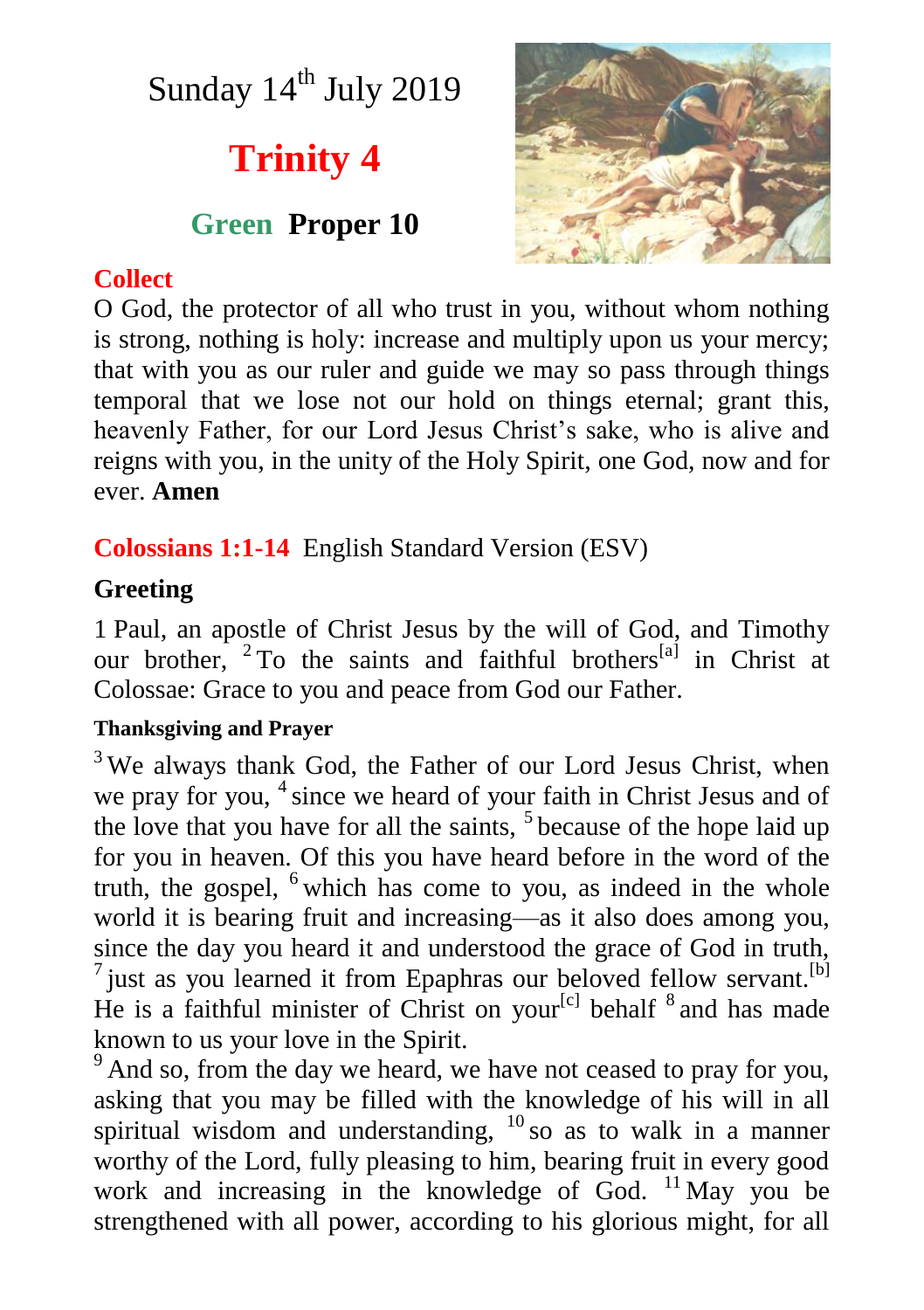# Sunday 14th July 2019

## Trinity 4

### Green Proper 10

**Collect**

O God, the protector of all who trust in you, without whom nothing is strong, nothing is holy: increase and multiply upon us your mercy; that with you as our ruler and guide we may so pass through things temporal that we lose not our hold on things eternal; grant this, heavenly Father, for our Lord Jesus Christ's sake, who is alive and reigns with you, in the unity of the Holy Spirit, one God, now and for ever. **Amen**

**Colossians 1:1-14** English Standard Version (ESV)

### Greeting

1 Paul, an apostle of Christ Jesus by the will of God, and Timothy our brother, 2 To the saints and faithful brothers[a] in Christ at Colossae: Grace to you and peace from God our Father.

#### Thanksgiving and Prayer

3 We always thank God, the Father of our Lord Jesus Christ, when we pray for you, 4 since we heard of your faith in Christ Jesus and of the love that you have for all the saints, 5 because of the hope laid up for you in heaven. Of this you have heard before in the word of the truth, the gospel, 6 which has come to you, as indeed in the whole world it is bearing fruit and increasing—as it also does among you, since the day you heard it and understood the grace of God in truth, 7 just as you learned it from Epaphras our beloved fellow servant.[b] He is a faithful minister of Christ on your[c] behalf 8 and has made known to us your love in the Spirit.

9 And so, from the day we heard, we have not ceased to pray for you, asking that you may be filled with the knowledge of his will in all spiritual wisdom and understanding, 10 so as to walk in a manner worthy of the Lord, fully pleasing to him, bearing fruit in every good work and increasing in the knowledge of God. 11 May you be strengthened with all power, according to his glorious might, for all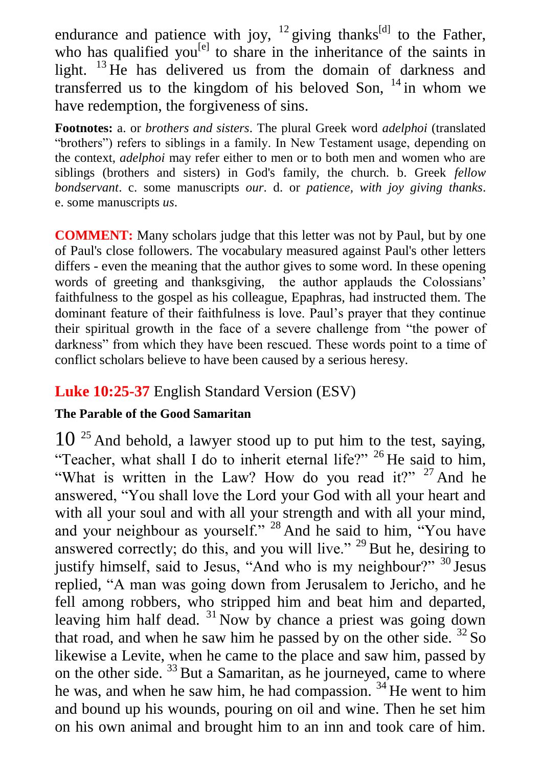endurance and patience with joy, [12] giving thanks[d] to the Father, who has qualified you[e] to share in the inheritance of the saints in light. [13] He has delivered us from the domain of darkness and transferred us to the kingdom of his beloved Son, [14] in whom we have redemption, the forgiveness of sins.

**Footnotes:** a. or *brothers and sisters*. The plural Greek word *adelphoi* (translated "brothers") refers to siblings in a family. In New Testament usage, depending on the context, *adelphoi* may refer either to men or to both men and women who are siblings (brothers and sisters) in God's family, the church. b. Greek *fellow bondservant*. c. some manuscripts *our*. d. or *patience, with joy giving thanks*. e. some manuscripts *us*.

**COMMENT:** Many scholars judge that this letter was not by Paul, but by one of Paul's close followers. The vocabulary measured against Paul's other letters differs - even the meaning that the author gives to some word. In these opening words of greeting and thanksgiving, the author applauds the Colossians' faithfulness to the gospel as his colleague, Epaphras, had instructed them. The dominant feature of their faithfulness is love. Paul's prayer that they continue their spiritual growth in the face of a severe challenge from "the power of darkness" from which they have been rescued. These words point to a time of conflict scholars believe to have been caused by a serious heresy.

## **Luke 10:25-37** English Standard Version (ESV)

**The Parable of the Good Samaritan**

10 [25] And behold, a lawyer stood up to put him to the test, saying, "Teacher, what shall I do to inherit eternal life?" [26] He said to him, "What is written in the Law? How do you read it?" [27] And he answered, "You shall love the Lord your God with all your heart and with all your soul and with all your strength and with all your mind, and your neighbour as yourself." [28] And he said to him, "You have answered correctly; do this, and you will live." [29] But he, desiring to justify himself, said to Jesus, "And who is my neighbour?" [30] Jesus replied, "A man was going down from Jerusalem to Jericho, and he fell among robbers, who stripped him and beat him and departed, leaving him half dead. [31] Now by chance a priest was going down that road, and when he saw him he passed by on the other side. [32] So likewise a Levite, when he came to the place and saw him, passed by on the other side. [33] But a Samaritan, as he journeyed, came to where he was, and when he saw him, he had compassion. [34] He went to him and bound up his wounds, pouring on oil and wine. Then he set him on his own animal and brought him to an inn and took care of him.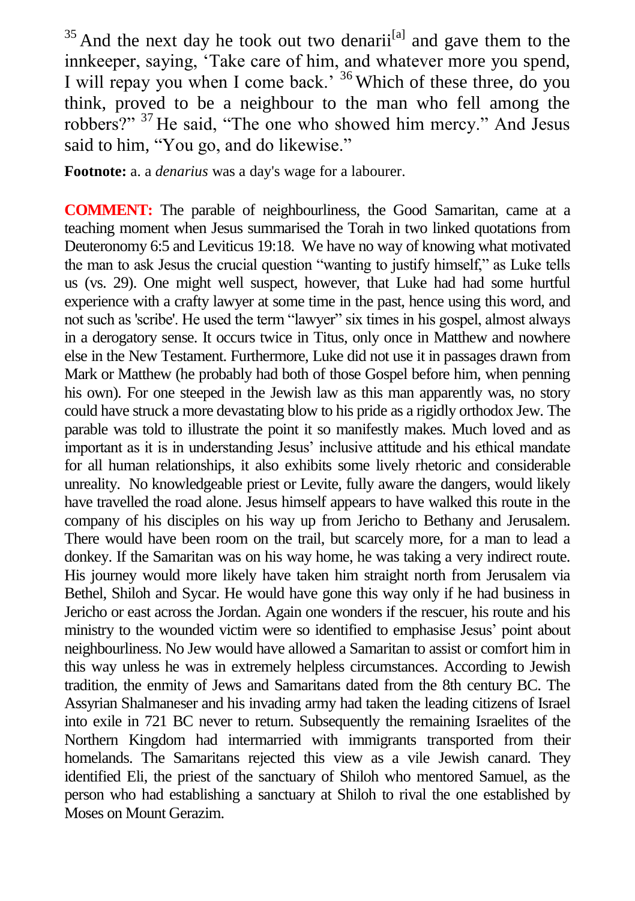[35] And the next day he took out two denarii[a] and gave them to the innkeeper, saying, 'Take care of him, and whatever more you spend, I will repay you when I come back.' [36] Which of these three, do you think, proved to be a neighbour to the man who fell among the robbers?" [37] He said, "The one who showed him mercy." And Jesus said to him, "You go, and do likewise."

**Footnote:** a. a *denarius* was a day's wage for a labourer.

**COMMENT:** The parable of neighbourliness, the Good Samaritan, came at a teaching moment when Jesus summarised the Torah in two linked quotations from Deuteronomy 6:5 and Leviticus 19:18. We have no way of knowing what motivated the man to ask Jesus the crucial question "wanting to justify himself," as Luke tells us (vs. 29). One might well suspect, however, that Luke had had some hurtful experience with a crafty lawyer at some time in the past, hence using this word, and not such as 'scribe'. He used the term "lawyer" six times in his gospel, almost always in a derogatory sense. It occurs twice in Titus, only once in Matthew and nowhere else in the New Testament. Furthermore, Luke did not use it in passages drawn from Mark or Matthew (he probably had both of those Gospel before him, when penning his own). For one steeped in the Jewish law as this man apparently was, no story could have struck a more devastating blow to his pride as a rigidly orthodox Jew. The parable was told to illustrate the point it so manifestly makes. Much loved and as important as it is in understanding Jesus' inclusive attitude and his ethical mandate for all human relationships, it also exhibits some lively rhetoric and considerable unreality. No knowledgeable priest or Levite, fully aware the dangers, would likely have travelled the road alone. Jesus himself appears to have walked this route in the company of his disciples on his way up from Jericho to Bethany and Jerusalem. There would have been room on the trail, but scarcely more, for a man to lead a donkey. If the Samaritan was on his way home, he was taking a very indirect route. His journey would more likely have taken him straight north from Jerusalem via Bethel, Shiloh and Sycar. He would have gone this way only if he had business in Jericho or east across the Jordan. Again one wonders if the rescuer, his route and his ministry to the wounded victim were so identified to emphasise Jesus' point about neighbourliness. No Jew would have allowed a Samaritan to assist or comfort him in this way unless he was in extremely helpless circumstances. According to Jewish tradition, the enmity of Jews and Samaritans dated from the 8th century BC. The Assyrian Shalmaneser and his invading army had taken the leading citizens of Israel into exile in 721 BC never to return. Subsequently the remaining Israelites of the Northern Kingdom had intermarried with immigrants transported from their homelands. The Samaritans rejected this view as a vile Jewish canard. They identified Eli, the priest of the sanctuary of Shiloh who mentored Samuel, as the person who had establishing a sanctuary at Shiloh to rival the one established by Moses on Mount Gerazim.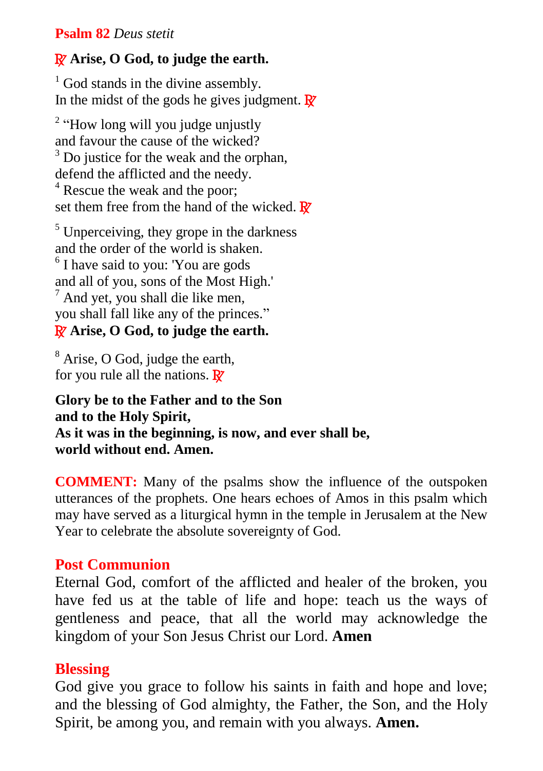**Psalm 82** *Deus stetit*

℟ **Arise, O God, to judge the earth.**

[1] God stands in the divine assembly.
In the midst of the gods he gives judgment. ℟

[2] "How long will you judge unjustly
and favour the cause of the wicked?
[3] Do justice for the weak and the orphan,
defend the afflicted and the needy.
[4] Rescue the weak and the poor;
set them free from the hand of the wicked. ℟

[5] Unperceiving, they grope in the darkness
and the order of the world is shaken.
[6] I have said to you: 'You are gods
and all of you, sons of the Most High.'
[7] And yet, you shall die like men,
you shall fall like any of the princes."
℟ **Arise, O God, to judge the earth.**

[8] Arise, O God, judge the earth,
for you rule all the nations. ℟

**Glory be to the Father and to the Son
and to the Holy Spirit,
As it was in the beginning, is now, and ever shall be,
world without end. Amen.**

**COMMENT:** Many of the psalms show the influence of the outspoken utterances of the prophets. One hears echoes of Amos in this psalm which may have served as a liturgical hymn in the temple in Jerusalem at the New Year to celebrate the absolute sovereignty of God.

## Post Communion

Eternal God, comfort of the afflicted and healer of the broken, you have fed us at the table of life and hope: teach us the ways of gentleness and peace, that all the world may acknowledge the kingdom of your Son Jesus Christ our Lord. **Amen**

## Blessing

God give you grace to follow his saints in faith and hope and love; and the blessing of God almighty, the Father, the Son, and the Holy Spirit, be among you, and remain with you always. **Amen.**